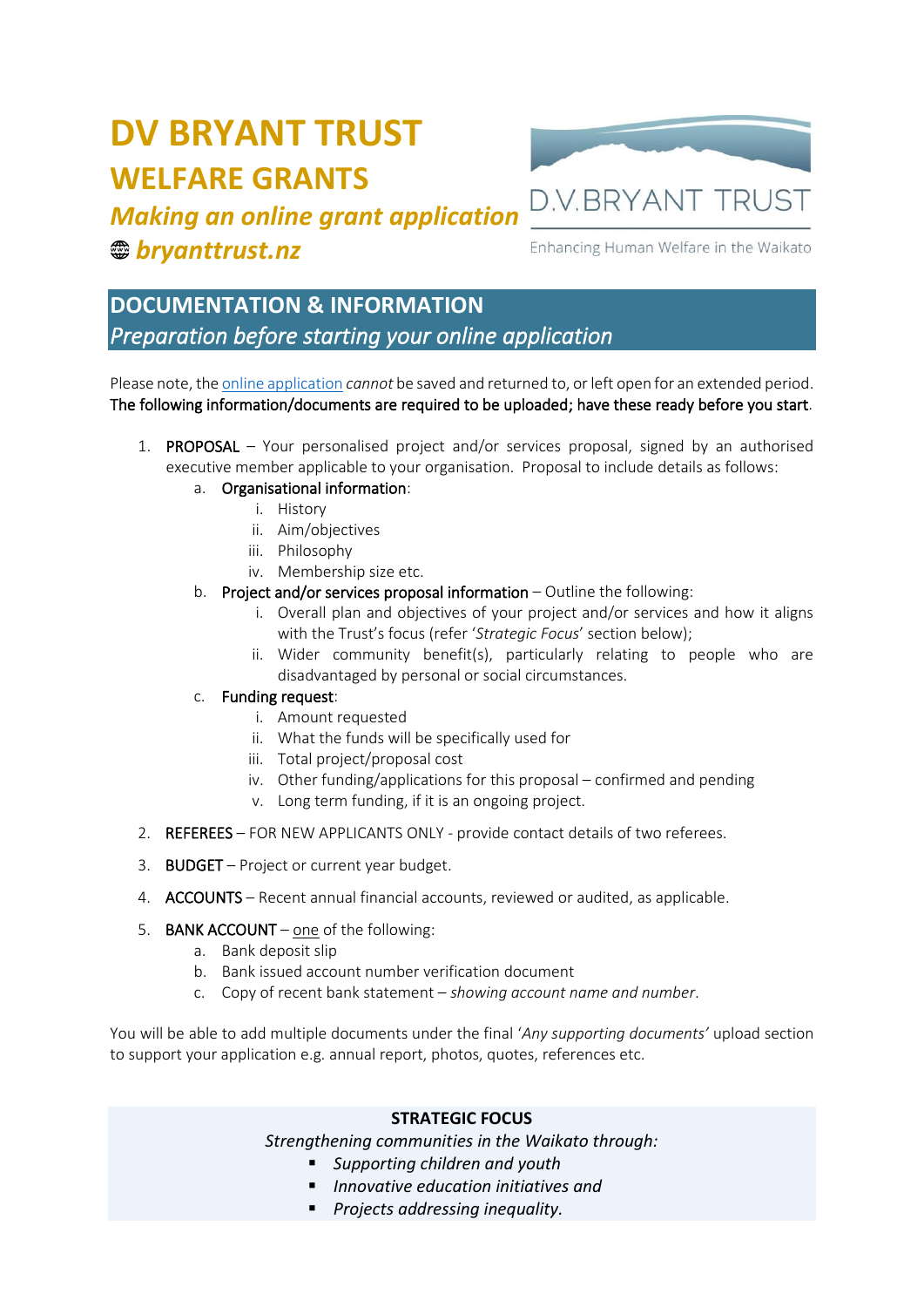# DV BRYANT TRUST

## WELFARE GRANTS

### *Making an online grant application*

🌐 ***bryanttrust.nz***

D.V.BRYANT TRUST

Enhancing Human Welfare in the Waikato

## DOCUMENTATION & INFORMATION

*Preparation before starting your online application*

Please note, the online application *cannot* be saved and returned to, or left open for an extended period. The following information/documents are required to be uploaded; have these ready before you start.

1. PROPOSAL – Your personalised project and/or services proposal, signed by an authorised executive member applicable to your organisation. Proposal to include details as follows:
   a. Organisational information:
      i. History
      ii. Aim/objectives
      iii. Philosophy
      iv. Membership size etc.
   b. Project and/or services proposal information – Outline the following:
      i. Overall plan and objectives of your project and/or services and how it aligns with the Trust's focus (refer '*Strategic Focus*' section below);
      ii. Wider community benefit(s), particularly relating to people who are disadvantaged by personal or social circumstances.
   c. Funding request:
      i. Amount requested
      ii. What the funds will be specifically used for
      iii. Total project/proposal cost
      iv. Other funding/applications for this proposal – confirmed and pending
      v. Long term funding, if it is an ongoing project.
2. REFEREES – FOR NEW APPLICANTS ONLY - provide contact details of two referees.
3. BUDGET – Project or current year budget.
4. ACCOUNTS – Recent annual financial accounts, reviewed or audited, as applicable.
5. BANK ACCOUNT – one of the following:
   a. Bank deposit slip
   b. Bank issued account number verification document
   c. Copy of recent bank statement – *showing account name and number*.

You will be able to add multiple documents under the final '*Any supporting documents*' upload section to support your application e.g. annual report, photos, quotes, references etc.

**STRATEGIC FOCUS**

*Strengthening communities in the Waikato through:*

- *Supporting children and youth*
- *Innovative education initiatives and*
- *Projects addressing inequality.*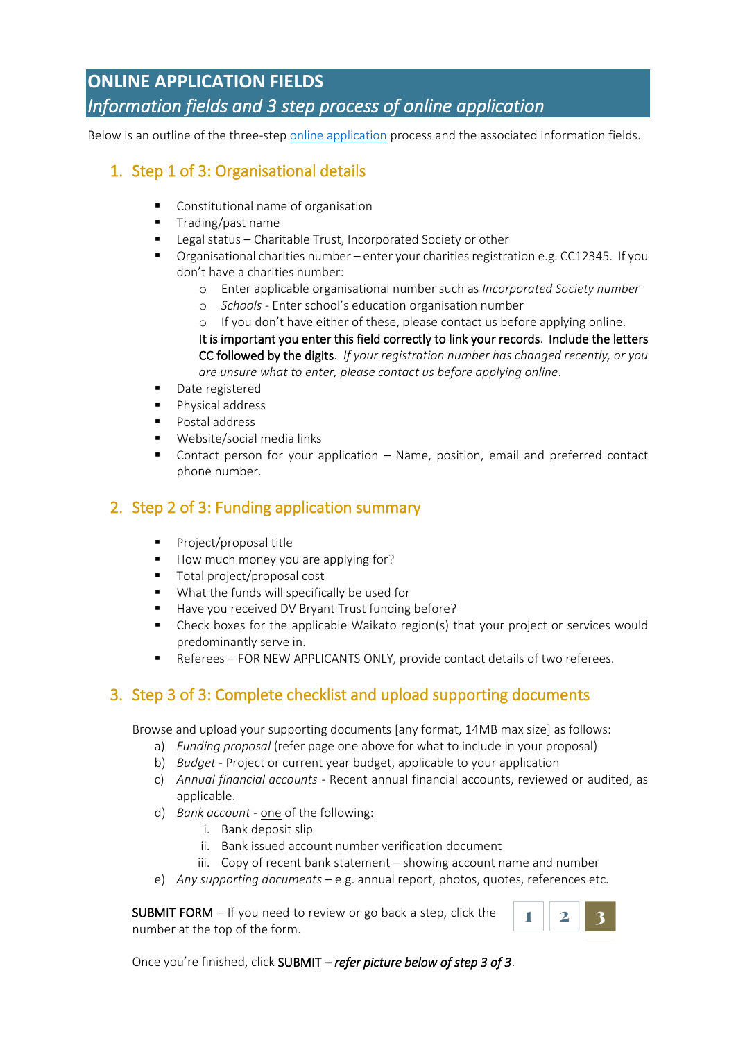# ONLINE APPLICATION FIELDS

*Information fields and 3 step process of online application*

Below is an outline of the three-step online application process and the associated information fields.

## 1. Step 1 of 3: Organisational details

- Constitutional name of organisation
- Trading/past name
- Legal status – Charitable Trust, Incorporated Society or other
- Organisational charities number – enter your charities registration e.g. CC12345. If you don't have a charities number:
  - Enter applicable organisational number such as *Incorporated Society number*
  - *Schools* - Enter school's education organisation number
  - If you don't have either of these, please contact us before applying online.

  **It is important you enter this field correctly to link your records. Include the letters CC followed by the digits**. *If your registration number has changed recently, or you are unsure what to enter, please contact us before applying online*.
- Date registered
- Physical address
- Postal address
- Website/social media links
- Contact person for your application – Name, position, email and preferred contact phone number.

## 2. Step 2 of 3: Funding application summary

- Project/proposal title
- How much money you are applying for?
- Total project/proposal cost
- What the funds will specifically be used for
- Have you received DV Bryant Trust funding before?
- Check boxes for the applicable Waikato region(s) that your project or services would predominantly serve in.
- Referees – FOR NEW APPLICANTS ONLY, provide contact details of two referees.

## 3. Step 3 of 3: Complete checklist and upload supporting documents

Browse and upload your supporting documents [any format, 14MB max size] as follows:

a) *Funding proposal* (refer page one above for what to include in your proposal)
b) *Budget* - Project or current year budget, applicable to your application
c) *Annual financial accounts* - Recent annual financial accounts, reviewed or audited, as applicable.
d) *Bank account* - one of the following:
   i. Bank deposit slip
   ii. Bank issued account number verification document
   iii. Copy of recent bank statement – showing account name and number
e) *Any supporting documents* – e.g. annual report, photos, quotes, references etc.

**SUBMIT FORM** – If you need to review or go back a step, click the number at the top of the form.

1 | 2 | 3

Once you're finished, click **SUBMIT** – ***refer picture below of step 3 of 3***.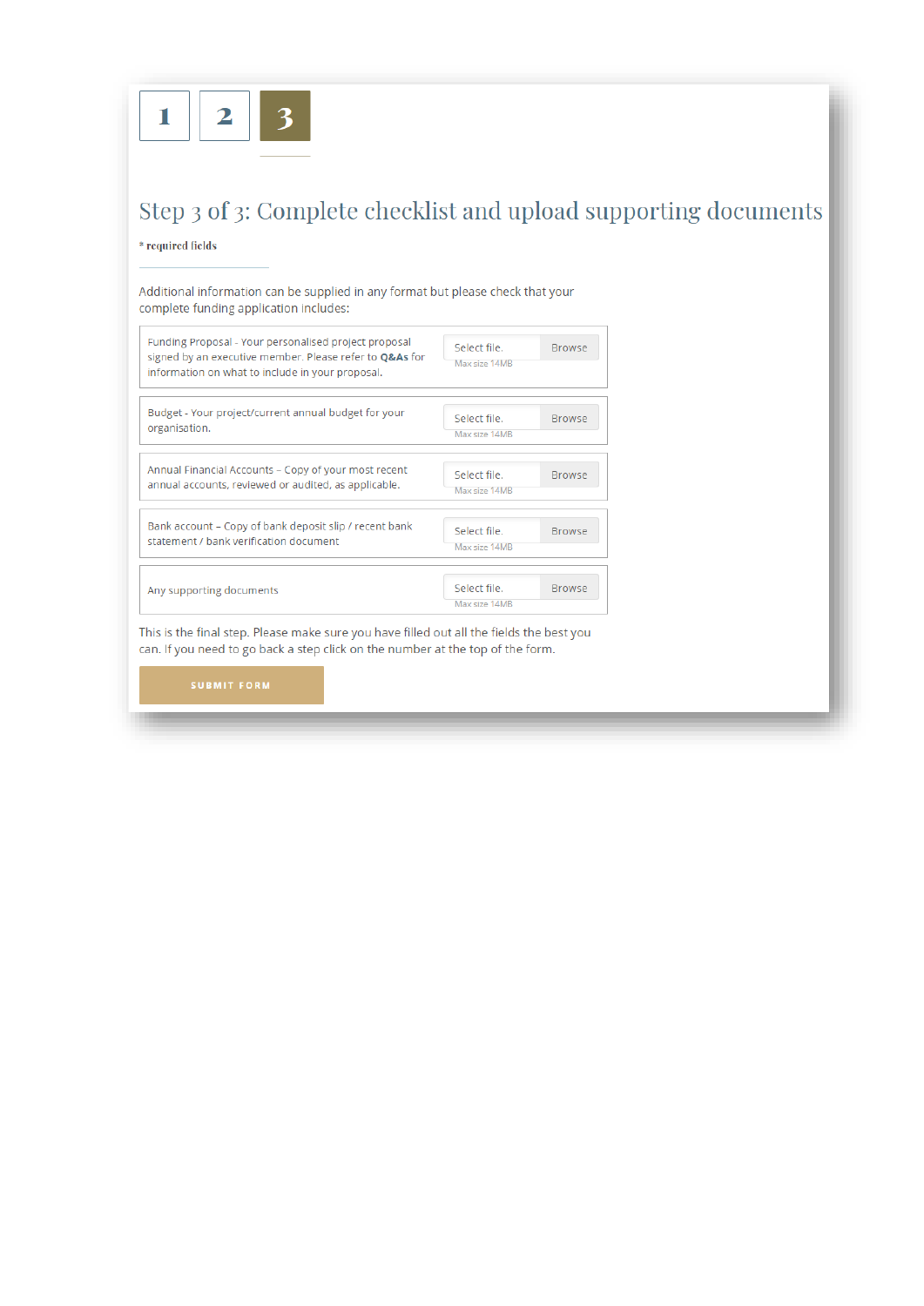1 2 3

## Step 3 of 3: Complete checklist and upload supporting documents

* required fields

Additional information can be supplied in any format but please check that your complete funding application includes:

| | |
|---|---|
| Funding Proposal - Your personalised project proposal signed by an executive member. Please refer to **Q&As** for information on what to include in your proposal. | Select file. Browse<br>Max size 14MB |
| Budget - Your project/current annual budget for your organisation. | Select file. Browse<br>Max size 14MB |
| Annual Financial Accounts – Copy of your most recent annual accounts, reviewed or audited, as applicable. | Select file. Browse<br>Max size 14MB |
| Bank account – Copy of bank deposit slip / recent bank statement / bank verification document | Select file. Browse<br>Max size 14MB |
| Any supporting documents | Select file. Browse<br>Max size 14MB |

This is the final step. Please make sure you have filled out all the fields the best you can. If you need to go back a step click on the number at the top of the form.

SUBMIT FORM